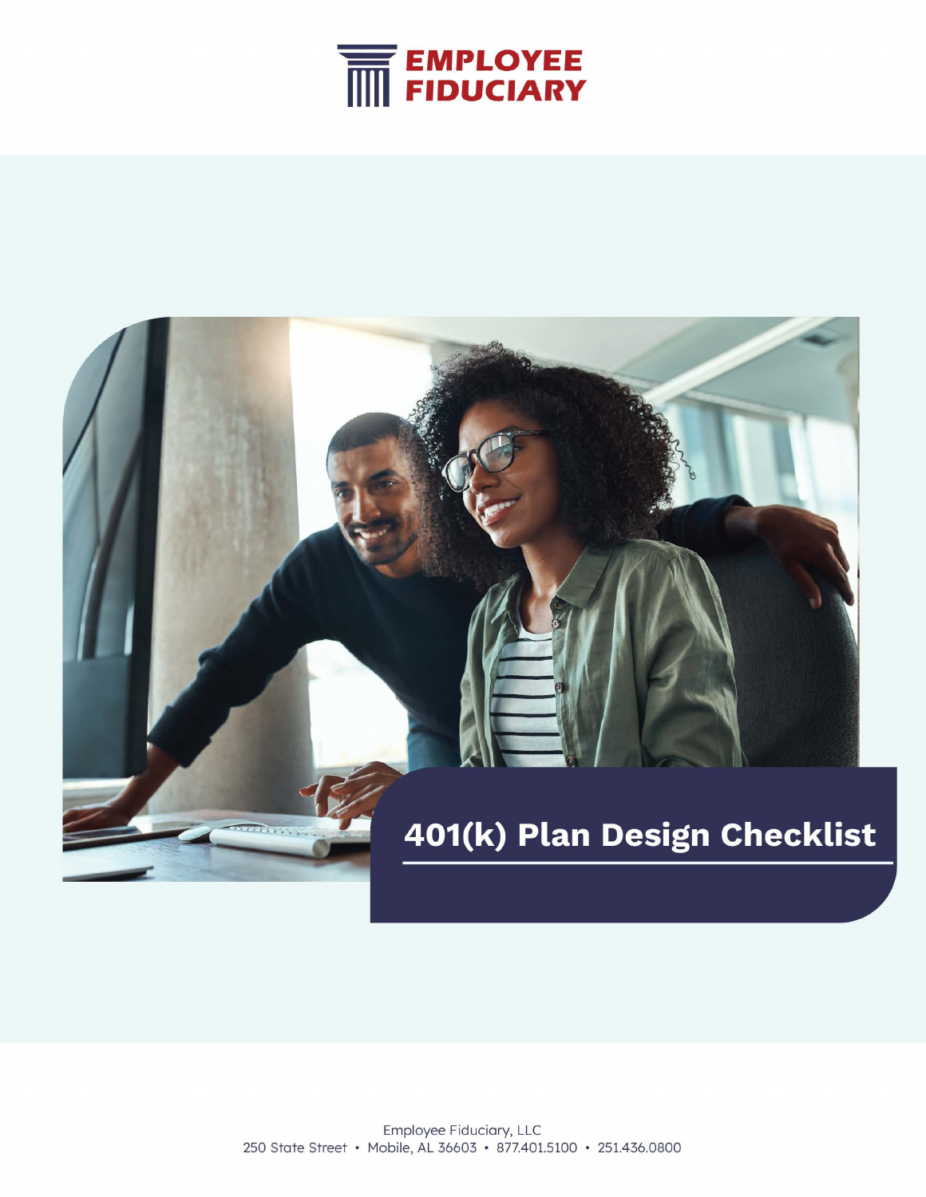EMPLOYEE FIDUCIARY

# 401(k) Plan Design Checklist

Employee Fiduciary, LLC
250 State Street • Mobile, AL 36603 • 877.401.5100 • 251.436.0800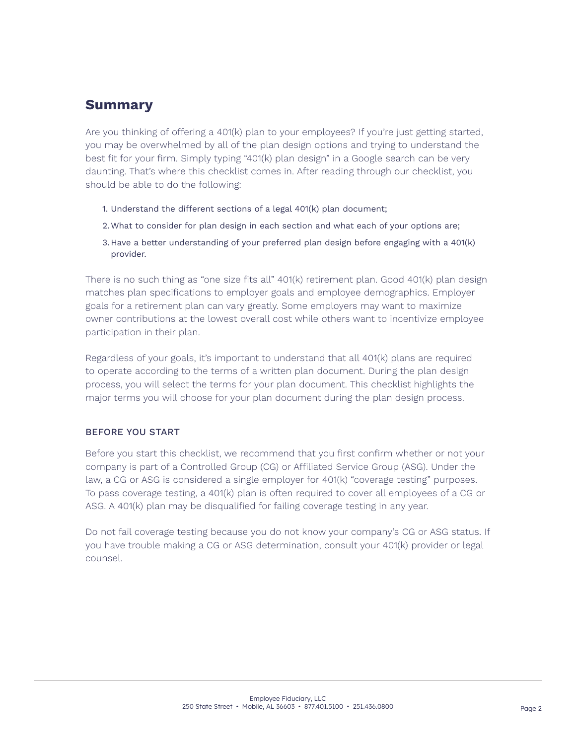## Summary

Are you thinking of offering a 401(k) plan to your employees? If you're just getting started, you may be overwhelmed by all of the plan design options and trying to understand the best fit for your firm. Simply typing "401(k) plan design" in a Google search can be very daunting. That's where this checklist comes in. After reading through our checklist, you should be able to do the following:

1. Understand the different sections of a legal 401(k) plan document;
2. What to consider for plan design in each section and what each of your options are;
3. Have a better understanding of your preferred plan design before engaging with a 401(k) provider.

There is no such thing as "one size fits all" 401(k) retirement plan. Good 401(k) plan design matches plan specifications to employer goals and employee demographics. Employer goals for a retirement plan can vary greatly. Some employers may want to maximize owner contributions at the lowest overall cost while others want to incentivize employee participation in their plan.

Regardless of your goals, it's important to understand that all 401(k) plans are required to operate according to the terms of a written plan document. During the plan design process, you will select the terms for your plan document. This checklist highlights the major terms you will choose for your plan document during the plan design process.

### BEFORE YOU START

Before you start this checklist, we recommend that you first confirm whether or not your company is part of a Controlled Group (CG) or Affiliated Service Group (ASG). Under the law, a CG or ASG is considered a single employer for 401(k) "coverage testing" purposes. To pass coverage testing, a 401(k) plan is often required to cover all employees of a CG or ASG. A 401(k) plan may be disqualified for failing coverage testing in any year.

Do not fail coverage testing because you do not know your company's CG or ASG status. If you have trouble making a CG or ASG determination, consult your 401(k) provider or legal counsel.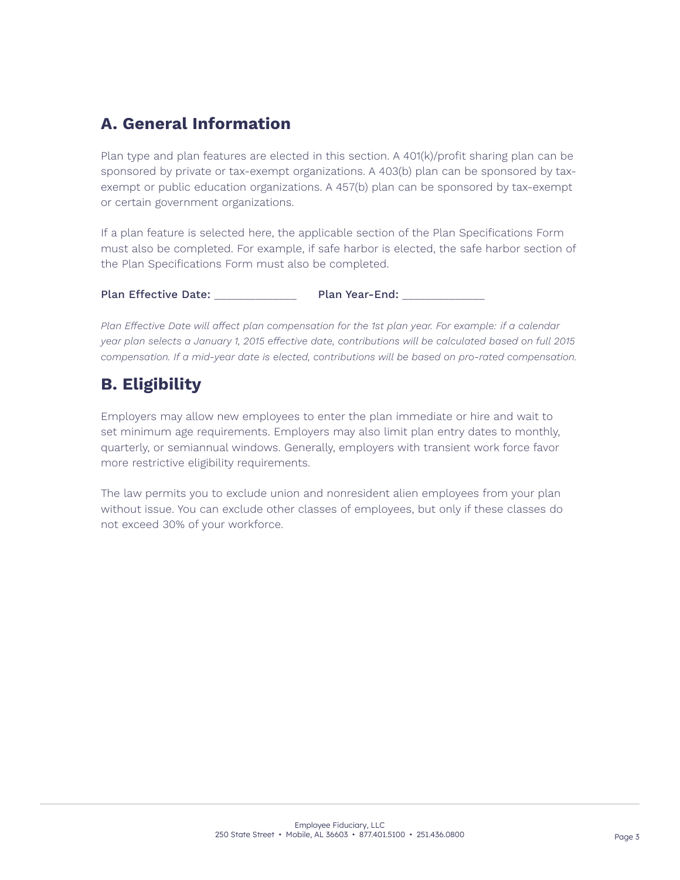## A. General Information

Plan type and plan features are elected in this section. A 401(k)/profit sharing plan can be sponsored by private or tax-exempt organizations. A 403(b) plan can be sponsored by tax-exempt or public education organizations. A 457(b) plan can be sponsored by tax-exempt or certain government organizations.

If a plan feature is selected here, the applicable section of the Plan Specifications Form must also be completed. For example, if safe harbor is elected, the safe harbor section of the Plan Specifications Form must also be completed.

Plan Effective Date: _____________ Plan Year-End: _____________

*Plan Effective Date will affect plan compensation for the 1st plan year. For example: if a calendar year plan selects a January 1, 2015 effective date, contributions will be calculated based on full 2015 compensation. If a mid-year date is elected, contributions will be based on pro-rated compensation.*

## B. Eligibility

Employers may allow new employees to enter the plan immediate or hire and wait to set minimum age requirements. Employers may also limit plan entry dates to monthly, quarterly, or semiannual windows. Generally, employers with transient work force favor more restrictive eligibility requirements.

The law permits you to exclude union and nonresident alien employees from your plan without issue. You can exclude other classes of employees, but only if these classes do not exceed 30% of your workforce.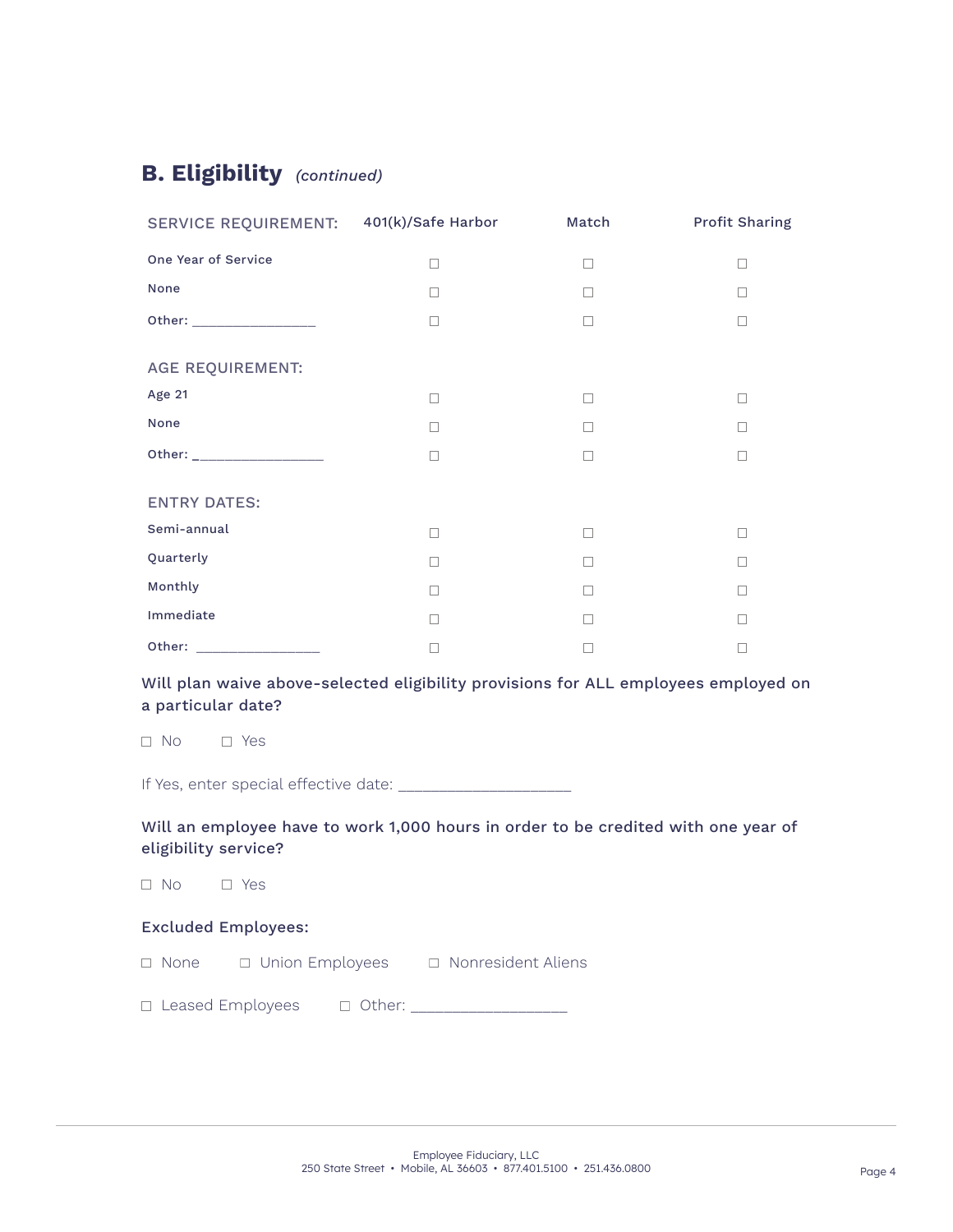## B. Eligibility *(continued)*

| SERVICE REQUIREMENT: | 401(k)/Safe Harbor | Match | Profit Sharing |
|---|---|---|---|
| One Year of Service | ☐ | ☐ | ☐ |
| None | ☐ | ☐ | ☐ |
| Other: _______________ | ☐ | ☐ | ☐ |
| **AGE REQUIREMENT:** | | | |
| Age 21 | ☐ | ☐ | ☐ |
| None | ☐ | ☐ | ☐ |
| Other: _______________ | ☐ | ☐ | ☐ |
| **ENTRY DATES:** | | | |
| Semi-annual | ☐ | ☐ | ☐ |
| Quarterly | ☐ | ☐ | ☐ |
| Monthly | ☐ | ☐ | ☐ |
| Immediate | ☐ | ☐ | ☐ |
| Other: _______________ | ☐ | ☐ | ☐ |

Will plan waive above-selected eligibility provisions for ALL employees employed on a particular date?

☐ No ☐ Yes

If Yes, enter special effective date: ____________________

Will an employee have to work 1,000 hours in order to be credited with one year of eligibility service?

☐ No ☐ Yes

Excluded Employees:

☐ None ☐ Union Employees ☐ Nonresident Aliens

☐ Leased Employees ☐ Other: __________________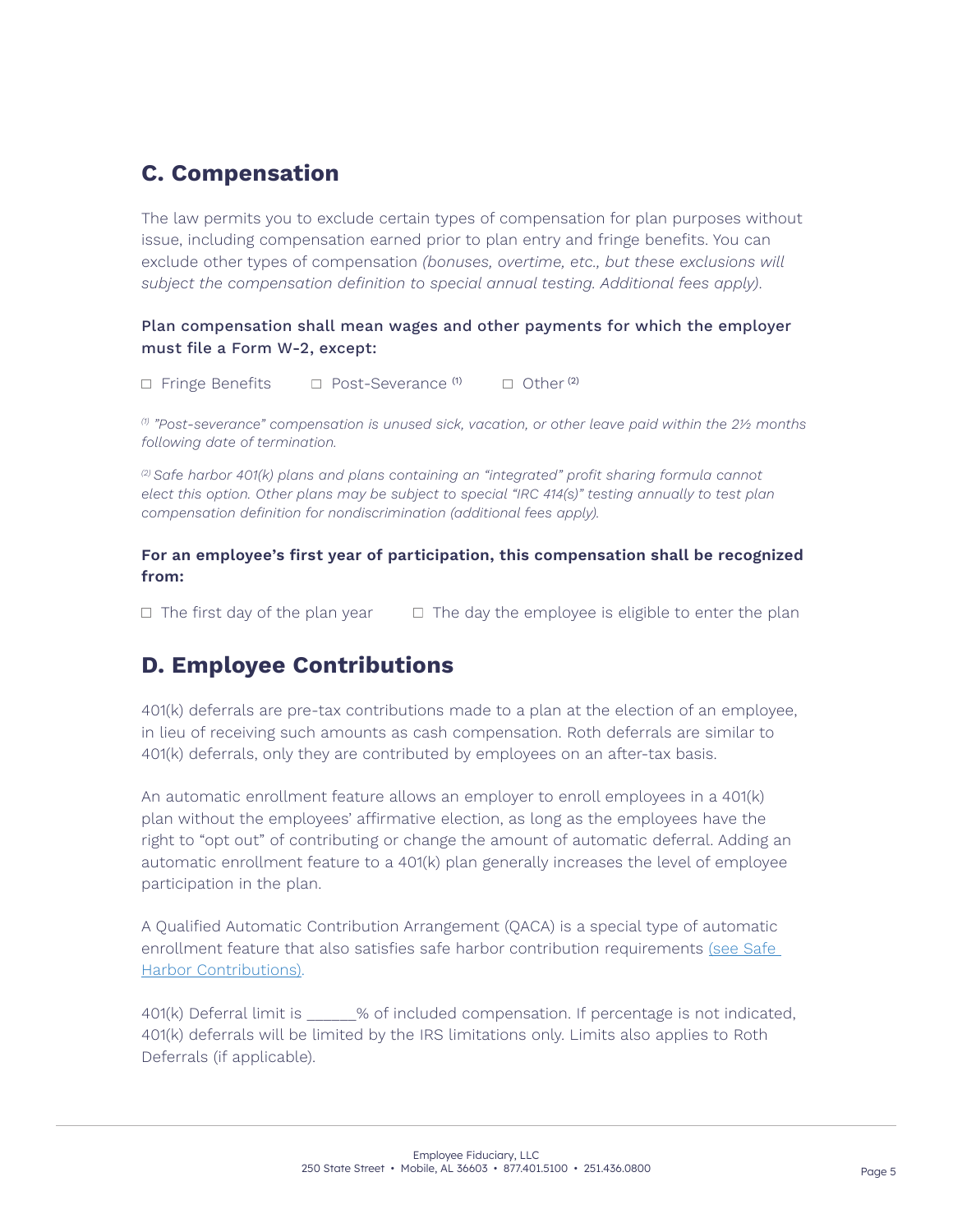## C. Compensation

The law permits you to exclude certain types of compensation for plan purposes without issue, including compensation earned prior to plan entry and fringe benefits. You can exclude other types of compensation *(bonuses, overtime, etc., but these exclusions will subject the compensation definition to special annual testing. Additional fees apply)*.

Plan compensation shall mean wages and other payments for which the employer must file a Form W-2, except:

☐ Fringe Benefits ☐ Post-Severance [1] ☐ Other [2]

*[1] "Post-severance" compensation is unused sick, vacation, or other leave paid within the 2½ months following date of termination.*

*[2] Safe harbor 401(k) plans and plans containing an "integrated" profit sharing formula cannot elect this option. Other plans may be subject to special "IRC 414(s)" testing annually to test plan compensation definition for nondiscrimination (additional fees apply).*

**For an employee's first year of participation, this compensation shall be recognized from:**

☐ The first day of the plan year ☐ The day the employee is eligible to enter the plan

## D. Employee Contributions

401(k) deferrals are pre-tax contributions made to a plan at the election of an employee, in lieu of receiving such amounts as cash compensation. Roth deferrals are similar to 401(k) deferrals, only they are contributed by employees on an after-tax basis.

An automatic enrollment feature allows an employer to enroll employees in a 401(k) plan without the employees' affirmative election, as long as the employees have the right to "opt out" of contributing or change the amount of automatic deferral. Adding an automatic enrollment feature to a 401(k) plan generally increases the level of employee participation in the plan.

A Qualified Automatic Contribution Arrangement (QACA) is a special type of automatic enrollment feature that also satisfies safe harbor contribution requirements (see Safe Harbor Contributions).

401(k) Deferral limit is ______% of included compensation. If percentage is not indicated, 401(k) deferrals will be limited by the IRS limitations only. Limits also applies to Roth Deferrals (if applicable).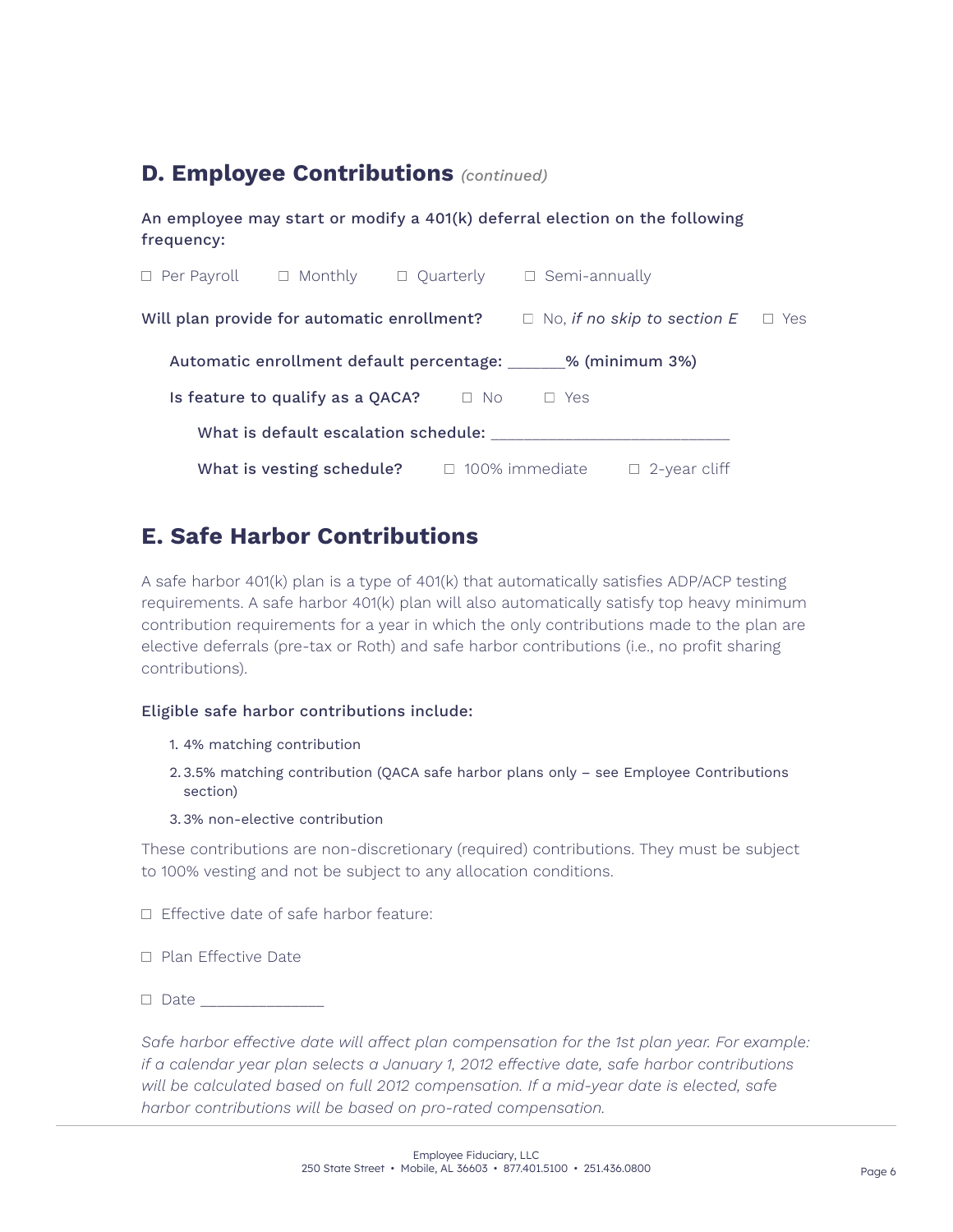## D. Employee Contributions *(continued)*

An employee may start or modify a 401(k) deferral election on the following frequency:

☐ Per Payroll ☐ Monthly ☐ Quarterly ☐ Semi-annually

Will plan provide for automatic enrollment? ☐ No, *if no skip to section E* ☐ Yes

Automatic enrollment default percentage: _______% (minimum 3%)

Is feature to qualify as a QACA? ☐ No ☐ Yes

What is default escalation schedule: ____________________________

What is vesting schedule? ☐ 100% immediate ☐ 2-year cliff

## E. Safe Harbor Contributions

A safe harbor 401(k) plan is a type of 401(k) that automatically satisfies ADP/ACP testing requirements. A safe harbor 401(k) plan will also automatically satisfy top heavy minimum contribution requirements for a year in which the only contributions made to the plan are elective deferrals (pre-tax or Roth) and safe harbor contributions (i.e., no profit sharing contributions).

**Eligible safe harbor contributions include:**

1. 4% matching contribution
2. 3.5% matching contribution (QACA safe harbor plans only – see Employee Contributions section)
3. 3% non-elective contribution

These contributions are non-discretionary (required) contributions. They must be subject to 100% vesting and not be subject to any allocation conditions.

☐ Effective date of safe harbor feature:

☐ Plan Effective Date

☐ Date _______________

*Safe harbor effective date will affect plan compensation for the 1st plan year. For example: if a calendar year plan selects a January 1, 2012 effective date, safe harbor contributions will be calculated based on full 2012 compensation. If a mid-year date is elected, safe harbor contributions will be based on pro-rated compensation.*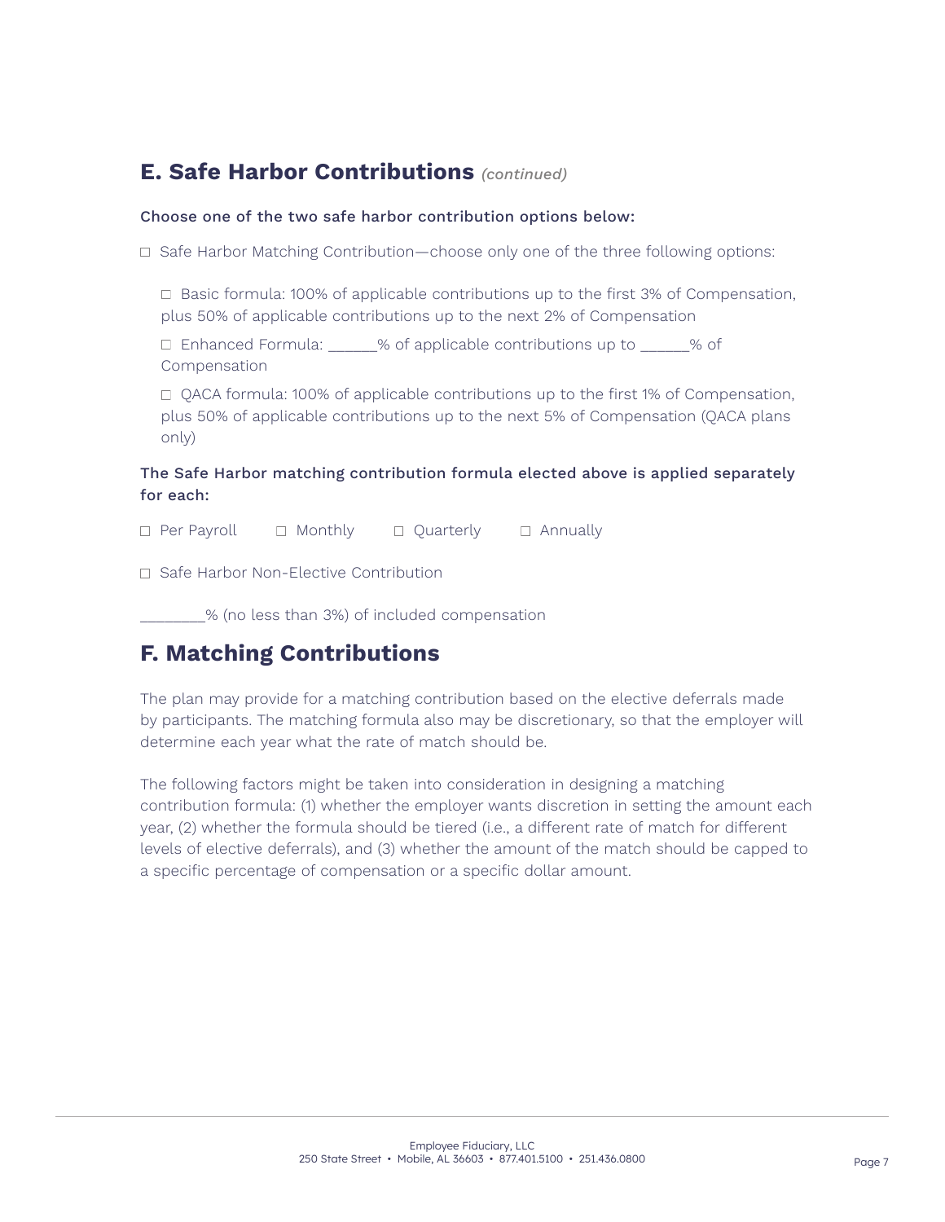## E. Safe Harbor Contributions *(continued)*

Choose one of the two safe harbor contribution options below:

☐ Safe Harbor Matching Contribution—choose only one of the three following options:

- ☐ Basic formula: 100% of applicable contributions up to the first 3% of Compensation, plus 50% of applicable contributions up to the next 2% of Compensation
- ☐ Enhanced Formula: ______% of applicable contributions up to ______% of Compensation
- ☐ QACA formula: 100% of applicable contributions up to the first 1% of Compensation, plus 50% of applicable contributions up to the next 5% of Compensation (QACA plans only)

The Safe Harbor matching contribution formula elected above is applied separately for each:

☐ Per Payroll ☐ Monthly ☐ Quarterly ☐ Annually

☐ Safe Harbor Non-Elective Contribution

________% (no less than 3%) of included compensation

## F. Matching Contributions

The plan may provide for a matching contribution based on the elective deferrals made by participants. The matching formula also may be discretionary, so that the employer will determine each year what the rate of match should be.

The following factors might be taken into consideration in designing a matching contribution formula: (1) whether the employer wants discretion in setting the amount each year, (2) whether the formula should be tiered (i.e., a different rate of match for different levels of elective deferrals), and (3) whether the amount of the match should be capped to a specific percentage of compensation or a specific dollar amount.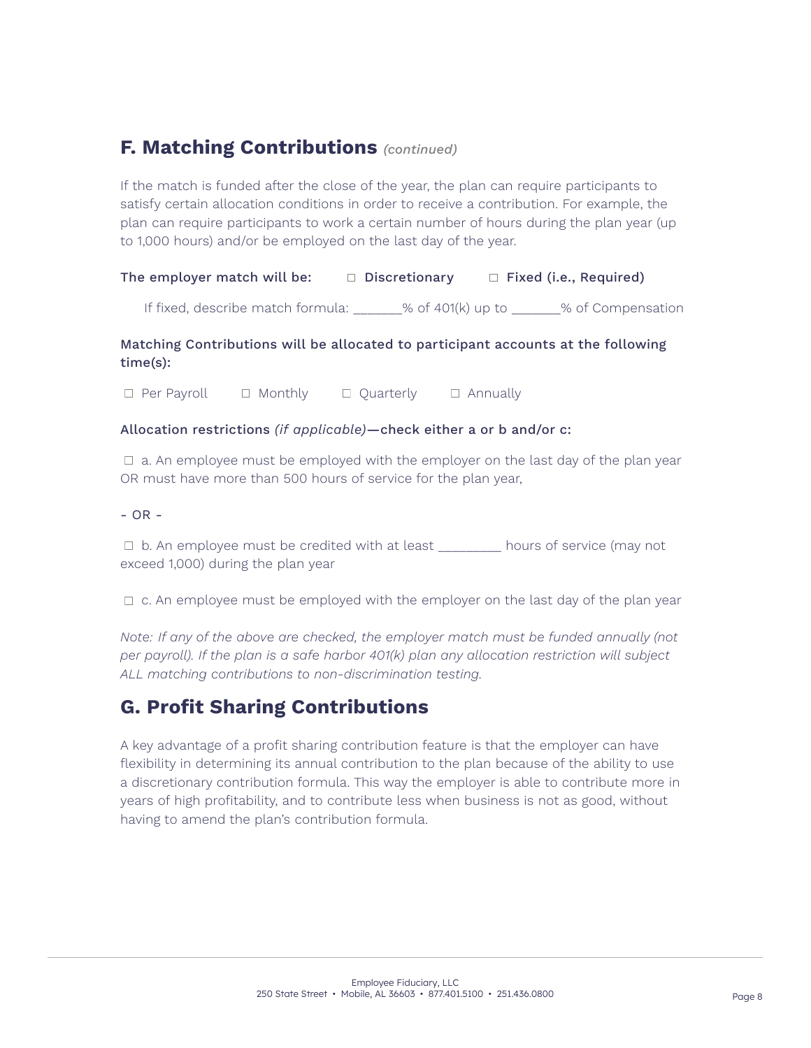## F. Matching Contributions *(continued)*

If the match is funded after the close of the year, the plan can require participants to satisfy certain allocation conditions in order to receive a contribution. For example, the plan can require participants to work a certain number of hours during the plan year (up to 1,000 hours) and/or be employed on the last day of the year.

The employer match will be: ☐ Discretionary ☐ Fixed (i.e., Required)

If fixed, describe match formula: _______% of 401(k) up to _______% of Compensation

**Matching Contributions will be allocated to participant accounts at the following time(s):**

☐ Per Payroll ☐ Monthly ☐ Quarterly ☐ Annually

**Allocation restrictions** *(if applicable)*—**check either a or b and/or c:**

☐ a. An employee must be employed with the employer on the last day of the plan year OR must have more than 500 hours of service for the plan year,

\- OR -

☐ b. An employee must be credited with at least _________ hours of service (may not exceed 1,000) during the plan year

☐ c. An employee must be employed with the employer on the last day of the plan year

*Note: If any of the above are checked, the employer match must be funded annually (not per payroll). If the plan is a safe harbor 401(k) plan any allocation restriction will subject ALL matching contributions to non-discrimination testing.*

## G. Profit Sharing Contributions

A key advantage of a profit sharing contribution feature is that the employer can have flexibility in determining its annual contribution to the plan because of the ability to use a discretionary contribution formula. This way the employer is able to contribute more in years of high profitability, and to contribute less when business is not as good, without having to amend the plan's contribution formula.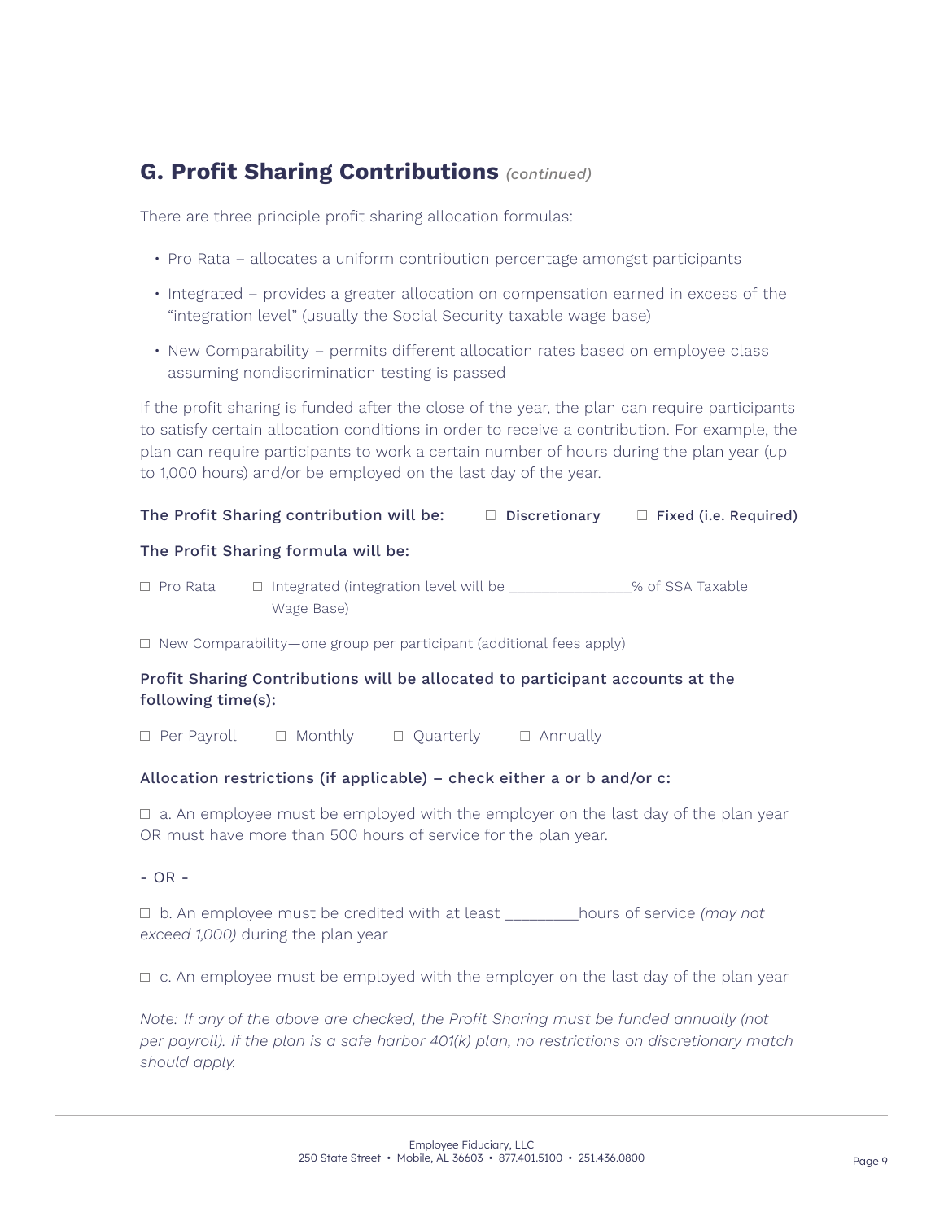## G. Profit Sharing Contributions *(continued)*

There are three principle profit sharing allocation formulas:

- Pro Rata – allocates a uniform contribution percentage amongst participants
- Integrated – provides a greater allocation on compensation earned in excess of the "integration level" (usually the Social Security taxable wage base)
- New Comparability – permits different allocation rates based on employee class assuming nondiscrimination testing is passed

If the profit sharing is funded after the close of the year, the plan can require participants to satisfy certain allocation conditions in order to receive a contribution. For example, the plan can require participants to work a certain number of hours during the plan year (up to 1,000 hours) and/or be employed on the last day of the year.

**The Profit Sharing contribution will be:** ☐ **Discretionary** ☐ **Fixed (i.e. Required)**

**The Profit Sharing formula will be:**

☐ Pro Rata ☐ Integrated (integration level will be _______________% of SSA Taxable Wage Base)

☐ New Comparability—one group per participant (additional fees apply)

**Profit Sharing Contributions will be allocated to participant accounts at the following time(s):**

☐ Per Payroll ☐ Monthly ☐ Quarterly ☐ Annually

**Allocation restrictions (if applicable) – check either a or b and/or c:**

☐ a. An employee must be employed with the employer on the last day of the plan year OR must have more than 500 hours of service for the plan year.

- OR -

☐ b. An employee must be credited with at least _________hours of service *(may not exceed 1,000)* during the plan year

☐ c. An employee must be employed with the employer on the last day of the plan year

*Note: If any of the above are checked, the Profit Sharing must be funded annually (not per payroll). If the plan is a safe harbor 401(k) plan, no restrictions on discretionary match should apply.*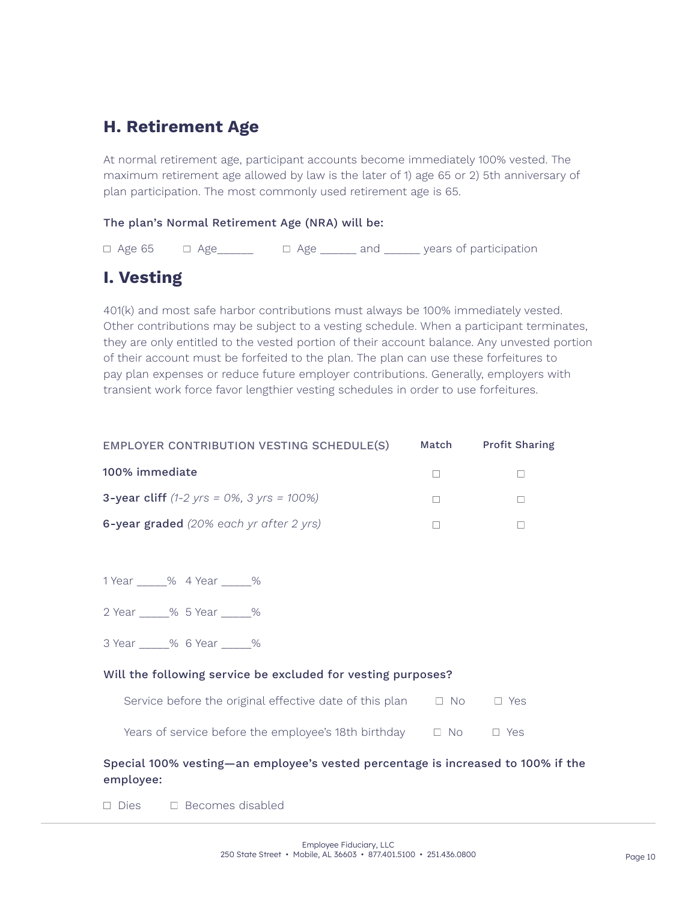## H. Retirement Age

At normal retirement age, participant accounts become immediately 100% vested. The maximum retirement age allowed by law is the later of 1) age 65 or 2) 5th anniversary of plan participation. The most commonly used retirement age is 65.

**The plan's Normal Retirement Age (NRA) will be:**

☐ Age 65 ☐ Age______ ☐ Age ______ and ______ years of participation

## I. Vesting

401(k) and most safe harbor contributions must always be 100% immediately vested. Other contributions may be subject to a vesting schedule. When a participant terminates, they are only entitled to the vested portion of their account balance. Any unvested portion of their account must be forfeited to the plan. The plan can use these forfeitures to pay plan expenses or reduce future employer contributions. Generally, employers with transient work force favor lengthier vesting schedules in order to use forfeitures.

| EMPLOYER CONTRIBUTION VESTING SCHEDULE(S) | Match | Profit Sharing |
|---|---|---|
| **100% immediate** | ☐ | ☐ |
| **3-year cliff** *(1-2 yrs = 0%, 3 yrs = 100%)* | ☐ | ☐ |
| **6-year graded** *(20% each yr after 2 yrs)* | ☐ | ☐ |

1 Year _____% 4 Year _____%

2 Year _____% 5 Year _____%

3 Year _____% 6 Year _____%

**Will the following service be excluded for vesting purposes?**

Service before the original effective date of this plan ☐ No ☐ Yes

Years of service before the employee's 18th birthday ☐ No ☐ Yes

**Special 100% vesting—an employee's vested percentage is increased to 100% if the employee:**

☐ Dies ☐ Becomes disabled

Employee Fiduciary, LLC
250 State Street • Mobile, AL 36603 • 877.401.5100 • 251.436.0800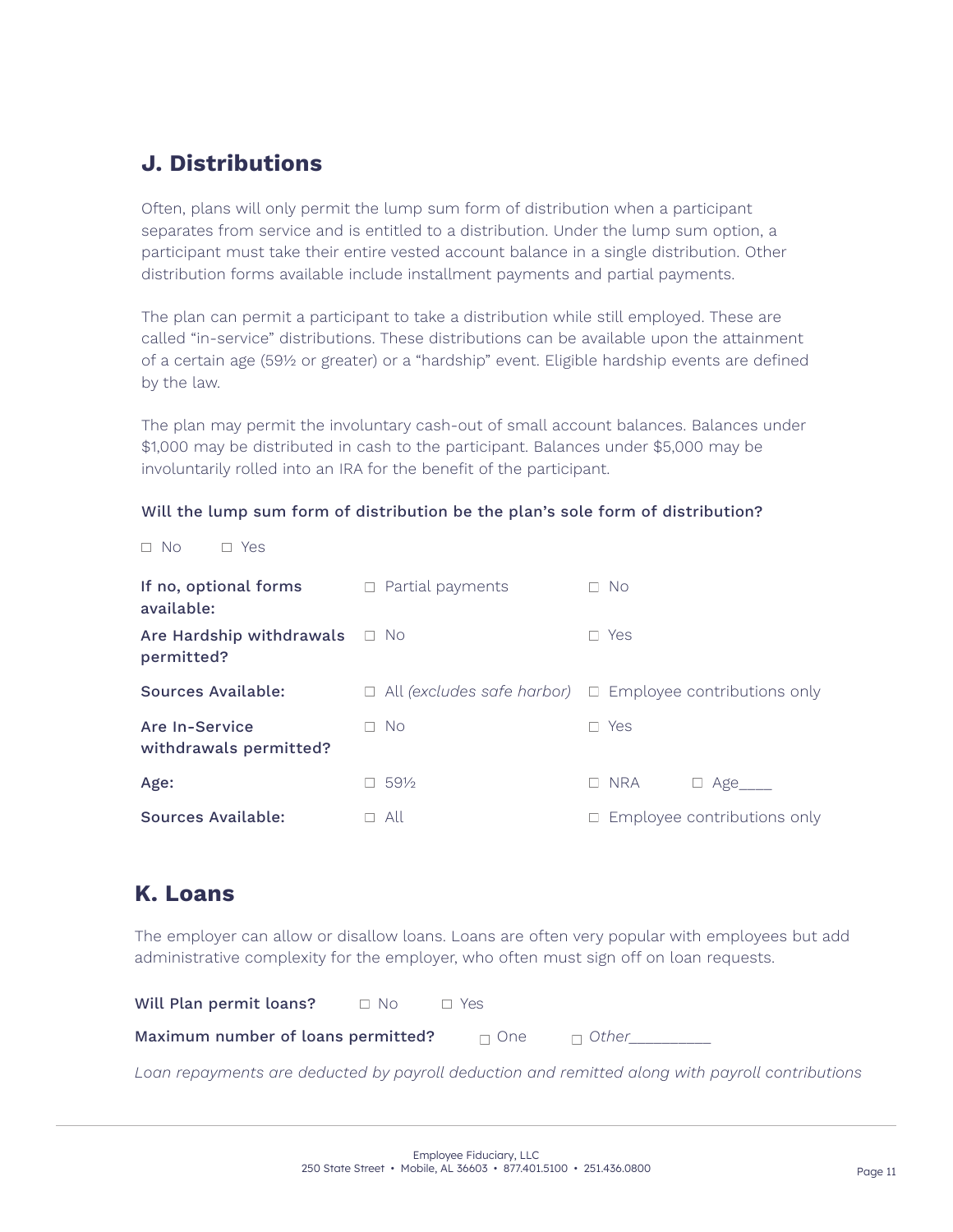## J. Distributions

Often, plans will only permit the lump sum form of distribution when a participant separates from service and is entitled to a distribution. Under the lump sum option, a participant must take their entire vested account balance in a single distribution. Other distribution forms available include installment payments and partial payments.

The plan can permit a participant to take a distribution while still employed. These are called "in-service" distributions. These distributions can be available upon the attainment of a certain age (59½ or greater) or a "hardship" event. Eligible hardship events are defined by the law.

The plan may permit the involuntary cash-out of small account balances. Balances under $1,000 may be distributed in cash to the participant. Balances under $5,000 may be involuntarily rolled into an IRA for the benefit of the participant.

**Will the lump sum form of distribution be the plan's sole form of distribution?**

☐ No ☐ Yes

| | | |
|---|---|---|
| **If no, optional forms available:** | ☐ Partial payments | ☐ No |
| **Are Hardship withdrawals permitted?** | ☐ No | ☐ Yes |
| **Sources Available:** | ☐ All *(excludes safe harbor)* | ☐ Employee contributions only |
| **Are In-Service withdrawals permitted?** | ☐ No | ☐ Yes |
| **Age:** | ☐ 59½ | ☐ NRA ☐ Age____ |
| **Sources Available:** | ☐ All | ☐ Employee contributions only |

## K. Loans

The employer can allow or disallow loans. Loans are often very popular with employees but add administrative complexity for the employer, who often must sign off on loan requests.

**Will Plan permit loans?** ☐ No ☐ Yes

**Maximum number of loans permitted?** ☐ One ☐ *Other__________*

*Loan repayments are deducted by payroll deduction and remitted along with payroll contributions*

Employee Fiduciary, LLC
250 State Street • Mobile, AL 36603 • 877.401.5100 • 251.436.0800